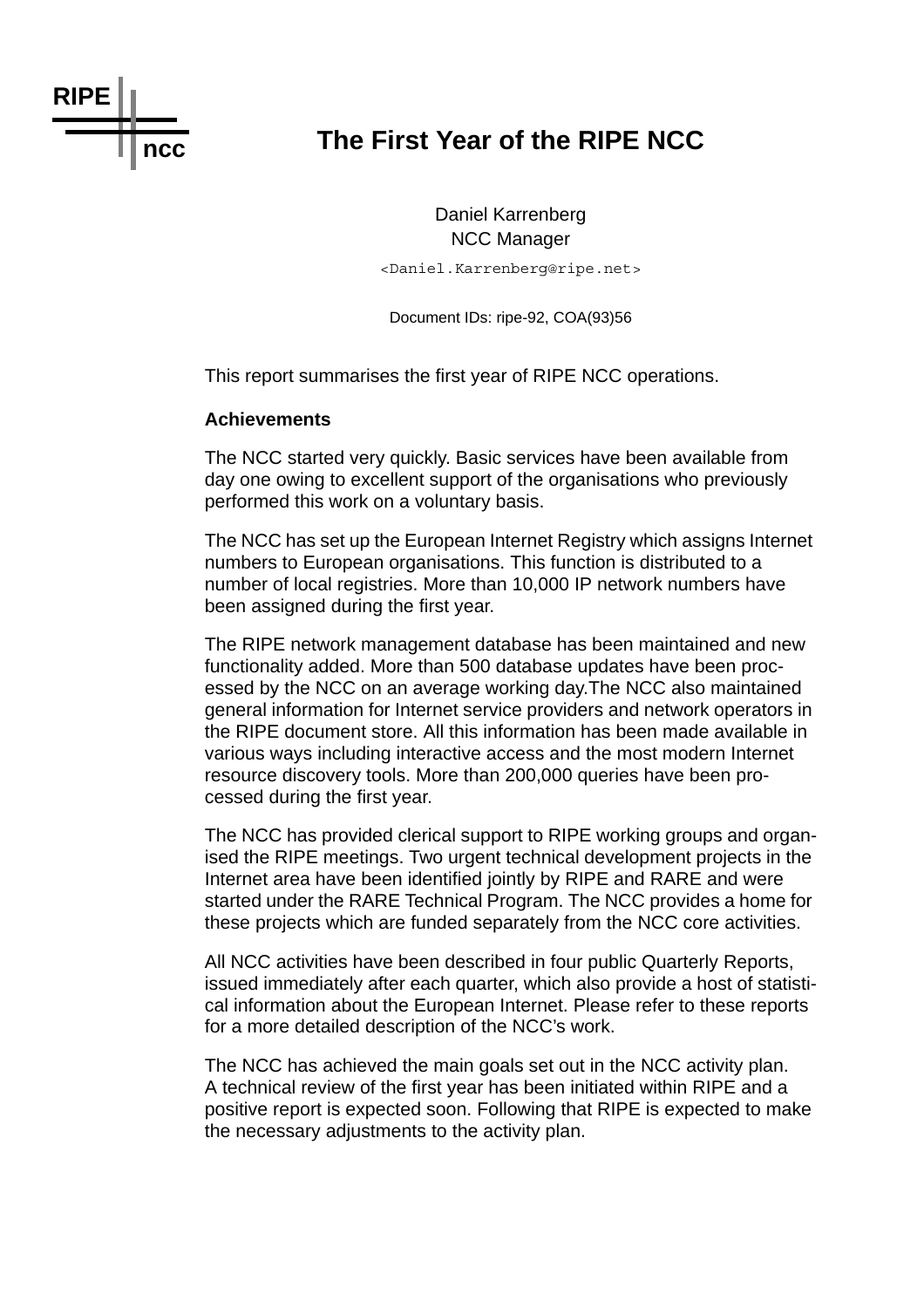# The First Year of the RIPE NCC

Daniel Karrenberg
NCC Manager

<Daniel.Karrenberg@ripe.net>

Document IDs: ripe-92, COA(93)56

This report summarises the first year of RIPE NCC operations.

**Achievements**

The NCC started very quickly. Basic services have been available from day one owing to excellent support of the organisations who previously performed this work on a voluntary basis.

The NCC has set up the European Internet Registry which assigns Internet numbers to European organisations. This function is distributed to a number of local registries. More than 10,000 IP network numbers have been assigned during the first year.

The RIPE network management database has been maintained and new functionality added. More than 500 database updates have been processed by the NCC on an average working day.The NCC also maintained general information for Internet service providers and network operators in the RIPE document store. All this information has been made available in various ways including interactive access and the most modern Internet resource discovery tools. More than 200,000 queries have been processed during the first year.

The NCC has provided clerical support to RIPE working groups and organised the RIPE meetings. Two urgent technical development projects in the Internet area have been identified jointly by RIPE and RARE and were started under the RARE Technical Program. The NCC provides a home for these projects which are funded separately from the NCC core activities.

All NCC activities have been described in four public Quarterly Reports, issued immediately after each quarter, which also provide a host of statistical information about the European Internet. Please refer to these reports for a more detailed description of the NCC's work.

The NCC has achieved the main goals set out in the NCC activity plan. A technical review of the first year has been initiated within RIPE and a positive report is expected soon. Following that RIPE is expected to make the necessary adjustments to the activity plan.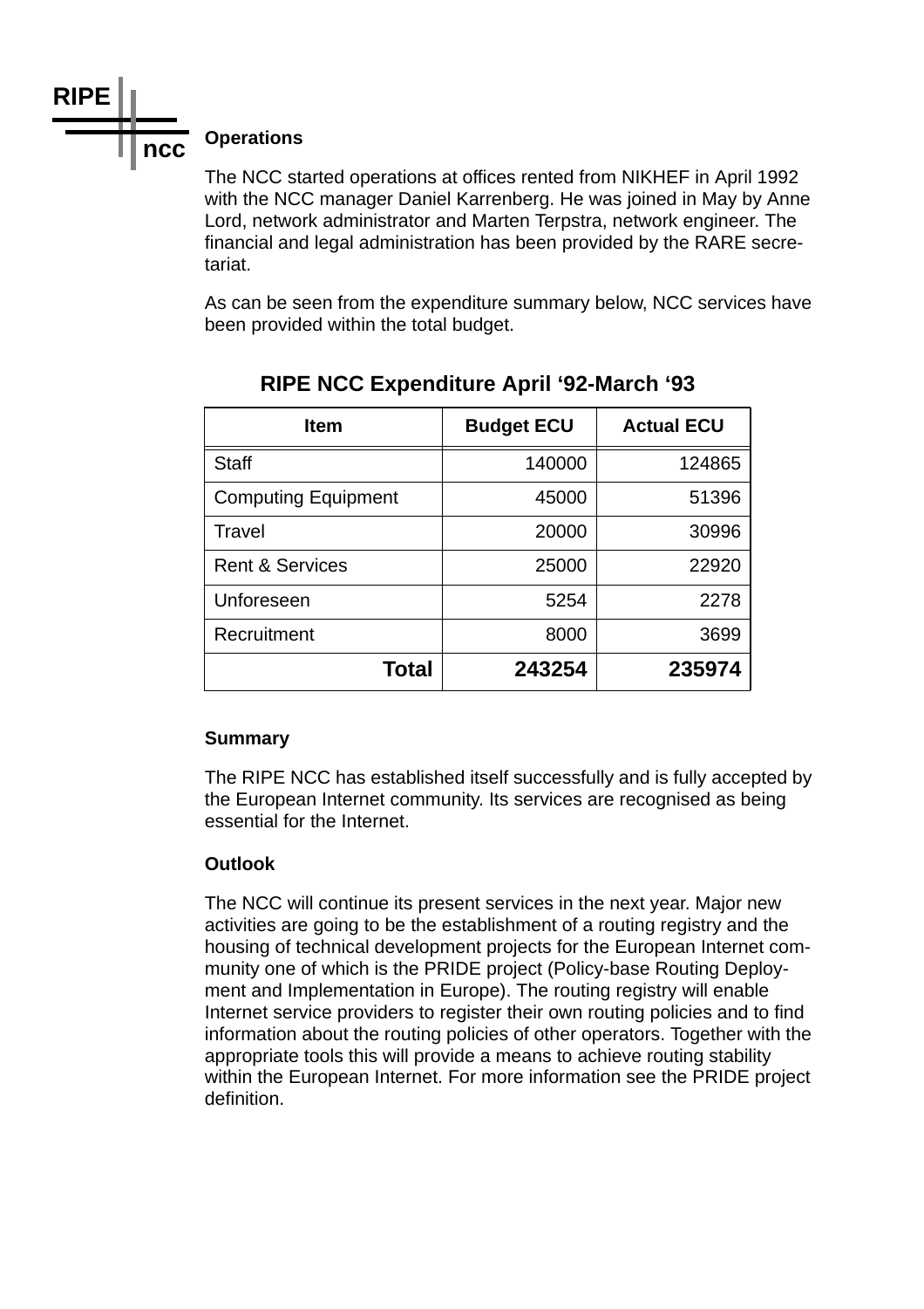### Operations

The NCC started operations at offices rented from NIKHEF in April 1992 with the NCC manager Daniel Karrenberg. He was joined in May by Anne Lord, network administrator and Marten Terpstra, network engineer. The financial and legal administration has been provided by the RARE secretariat.

As can be seen from the expenditure summary below, NCC services have been provided within the total budget.

## RIPE NCC Expenditure April '92-March '93

| Item | Budget ECU | Actual ECU |
|---|---:|---:|
| Staff | 140000 | 124865 |
| Computing Equipment | 45000 | 51396 |
| Travel | 20000 | 30996 |
| Rent & Services | 25000 | 22920 |
| Unforeseen | 5254 | 2278 |
| Recruitment | 8000 | 3699 |
| **Total** | **243254** | **235974** |

### Summary

The RIPE NCC has established itself successfully and is fully accepted by the European Internet community. Its services are recognised as being essential for the Internet.

### Outlook

The NCC will continue its present services in the next year. Major new activities are going to be the establishment of a routing registry and the housing of technical development projects for the European Internet community one of which is the PRIDE project (Policy-base Routing Deployment and Implementation in Europe). The routing registry will enable Internet service providers to register their own routing policies and to find information about the routing policies of other operators. Together with the appropriate tools this will provide a means to achieve routing stability within the European Internet. For more information see the PRIDE project definition.